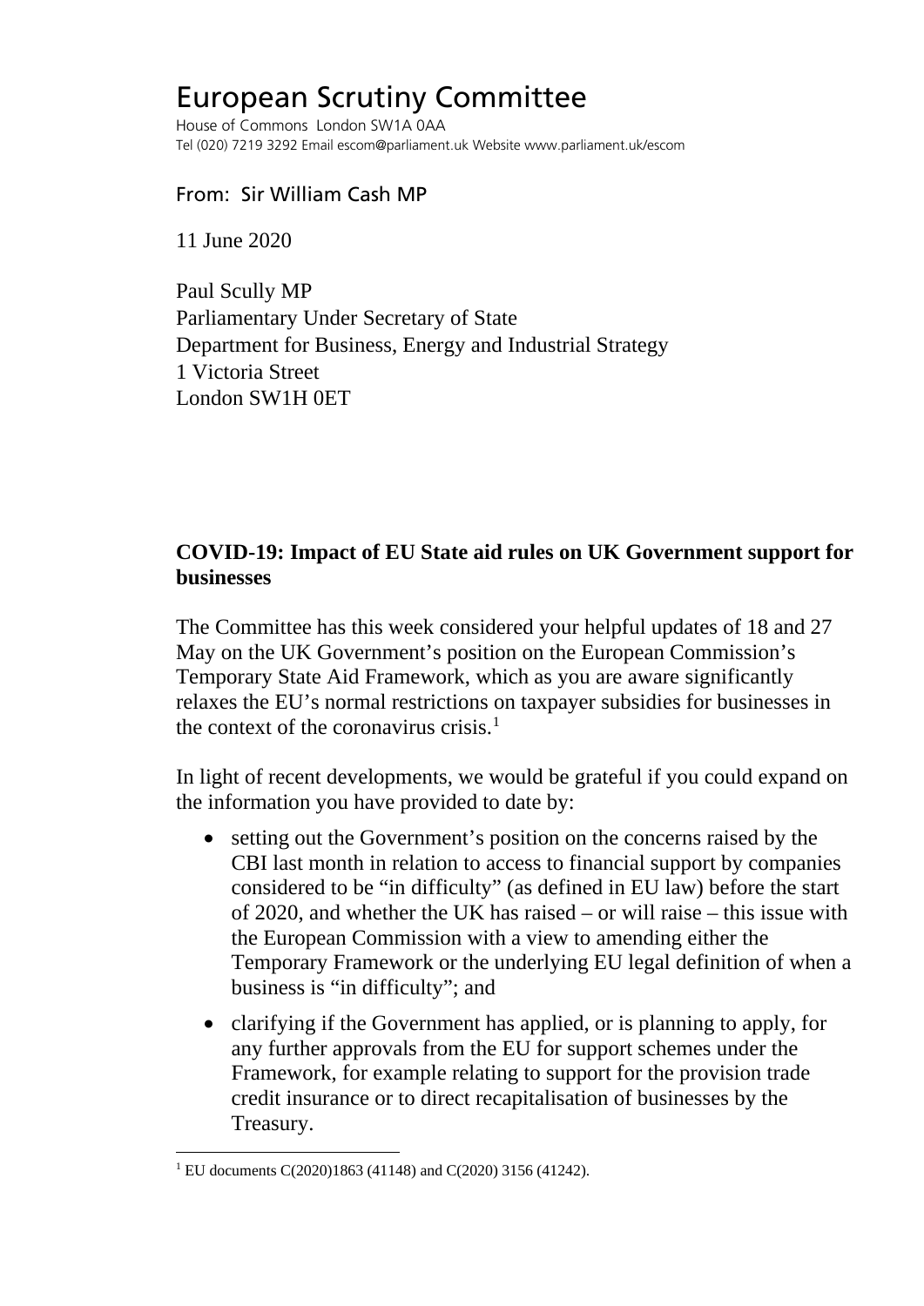# European Scrutiny Committee

House of Commons London SW1A 0AA
Tel (020) 7219 3292 Email escom@parliament.uk Website www.parliament.uk/escom

From: Sir William Cash MP

11 June 2020

Paul Scully MP
Parliamentary Under Secretary of State
Department for Business, Energy and Industrial Strategy
1 Victoria Street
London SW1H 0ET

**COVID-19: Impact of EU State aid rules on UK Government support for businesses**

The Committee has this week considered your helpful updates of 18 and 27 May on the UK Government's position on the European Commission's Temporary State Aid Framework, which as you are aware significantly relaxes the EU's normal restrictions on taxpayer subsidies for businesses in the context of the coronavirus crisis.[1]

In light of recent developments, we would be grateful if you could expand on the information you have provided to date by:

- setting out the Government's position on the concerns raised by the CBI last month in relation to access to financial support by companies considered to be "in difficulty" (as defined in EU law) before the start of 2020, and whether the UK has raised – or will raise – this issue with the European Commission with a view to amending either the Temporary Framework or the underlying EU legal definition of when a business is "in difficulty"; and
- clarifying if the Government has applied, or is planning to apply, for any further approvals from the EU for support schemes under the Framework, for example relating to support for the provision trade credit insurance or to direct recapitalisation of businesses by the Treasury.

[1] EU documents C(2020)1863 (41148) and C(2020) 3156 (41242).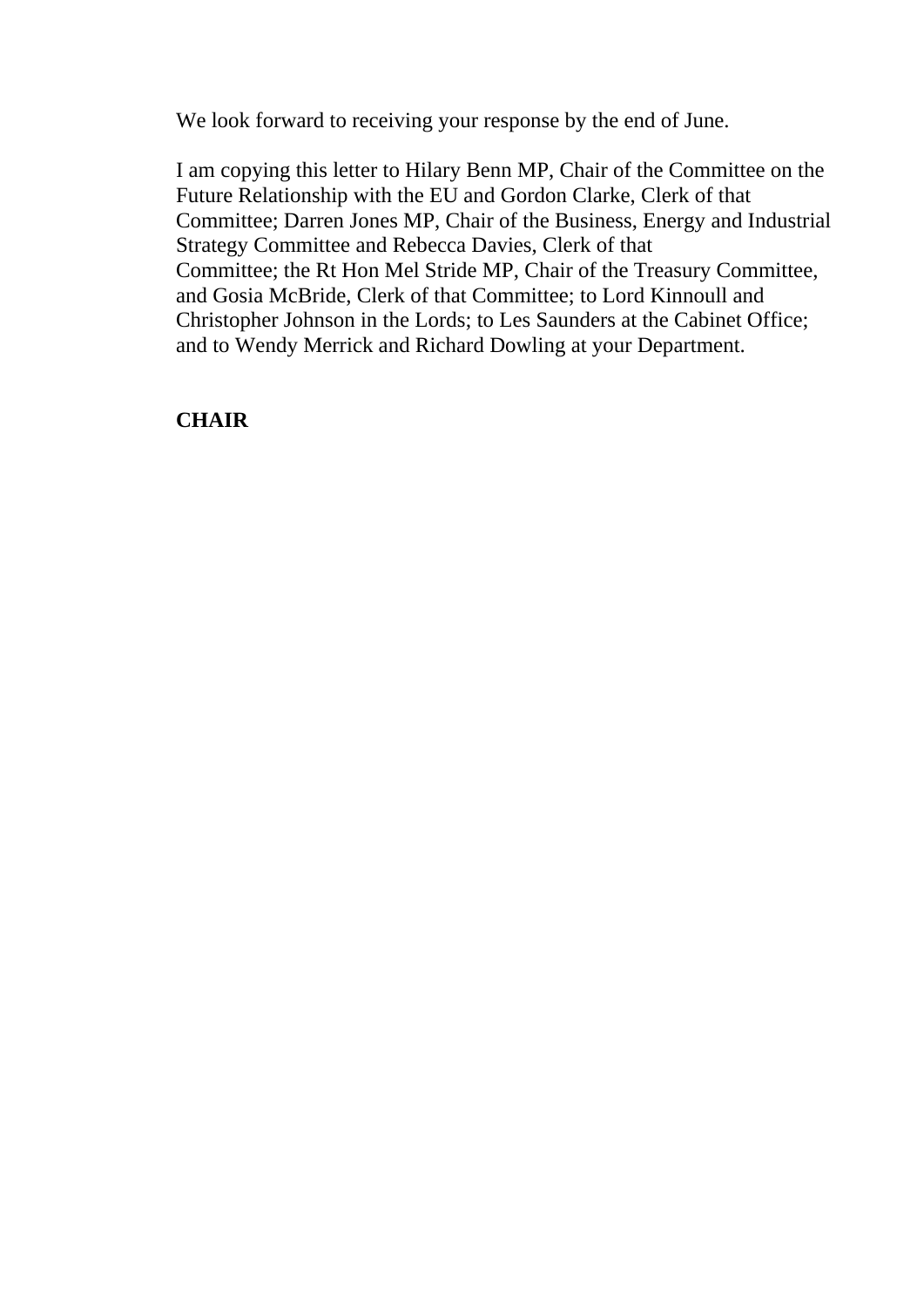We look forward to receiving your response by the end of June.

I am copying this letter to Hilary Benn MP, Chair of the Committee on the Future Relationship with the EU and Gordon Clarke, Clerk of that Committee; Darren Jones MP, Chair of the Business, Energy and Industrial Strategy Committee and Rebecca Davies, Clerk of that Committee; the Rt Hon Mel Stride MP, Chair of the Treasury Committee, and Gosia McBride, Clerk of that Committee; to Lord Kinnoull and Christopher Johnson in the Lords; to Les Saunders at the Cabinet Office; and to Wendy Merrick and Richard Dowling at your Department.

**CHAIR**